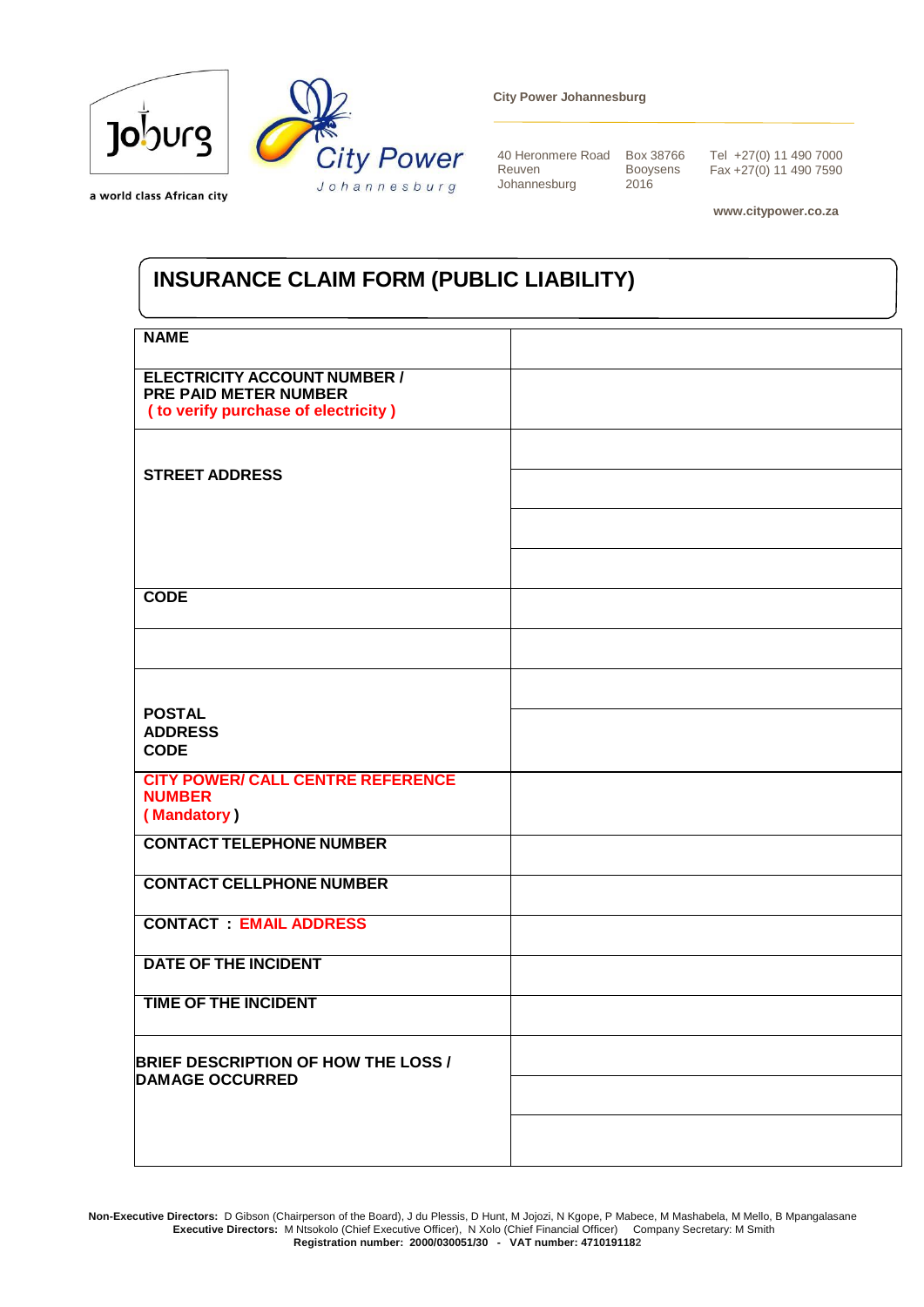Jo'burg

a world class African city

City Power
Johannesburg

**City Power Johannesburg**

40 Heronmere Road
Reuven
Johannesburg

Box 38766
Booysens
2016

Tel +27(0) 11 490 7000
Fax +27(0) 11 490 7590

**www.citypower.co.za**

# INSURANCE CLAIM FORM (PUBLIC LIABILITY)

| | |
|---|---|
| **NAME** | |
| **ELECTRICITY ACCOUNT NUMBER / PRE PAID METER NUMBER** **( to verify purchase of electricity )** | |
| **STREET ADDRESS** | |
| | |
| | |
| | |
| **CODE** | |
| | |
| **POSTAL ADDRESS CODE** | |
| | |
| **CITY POWER/ CALL CENTRE REFERENCE NUMBER ( Mandatory )** | |
| **CONTACT TELEPHONE NUMBER** | |
| **CONTACT CELLPHONE NUMBER** | |
| **CONTACT : EMAIL ADDRESS** | |
| **DATE OF THE INCIDENT** | |
| **TIME OF THE INCIDENT** | |
| **BRIEF DESCRIPTION OF HOW THE LOSS / DAMAGE OCCURRED** | |
| | |
| | |

**Non-Executive Directors:** D Gibson (Chairperson of the Board), J du Plessis, D Hunt, M Jojozi, N Kgope, P Mabece, M Mashabela, M Mello, B Mpangalasane
**Executive Directors:** M Ntsokolo (Chief Executive Officer), N Xolo (Chief Financial Officer) Company Secretary: M Smith
**Registration number: 2000/030051/30 - VAT number: 4710191182**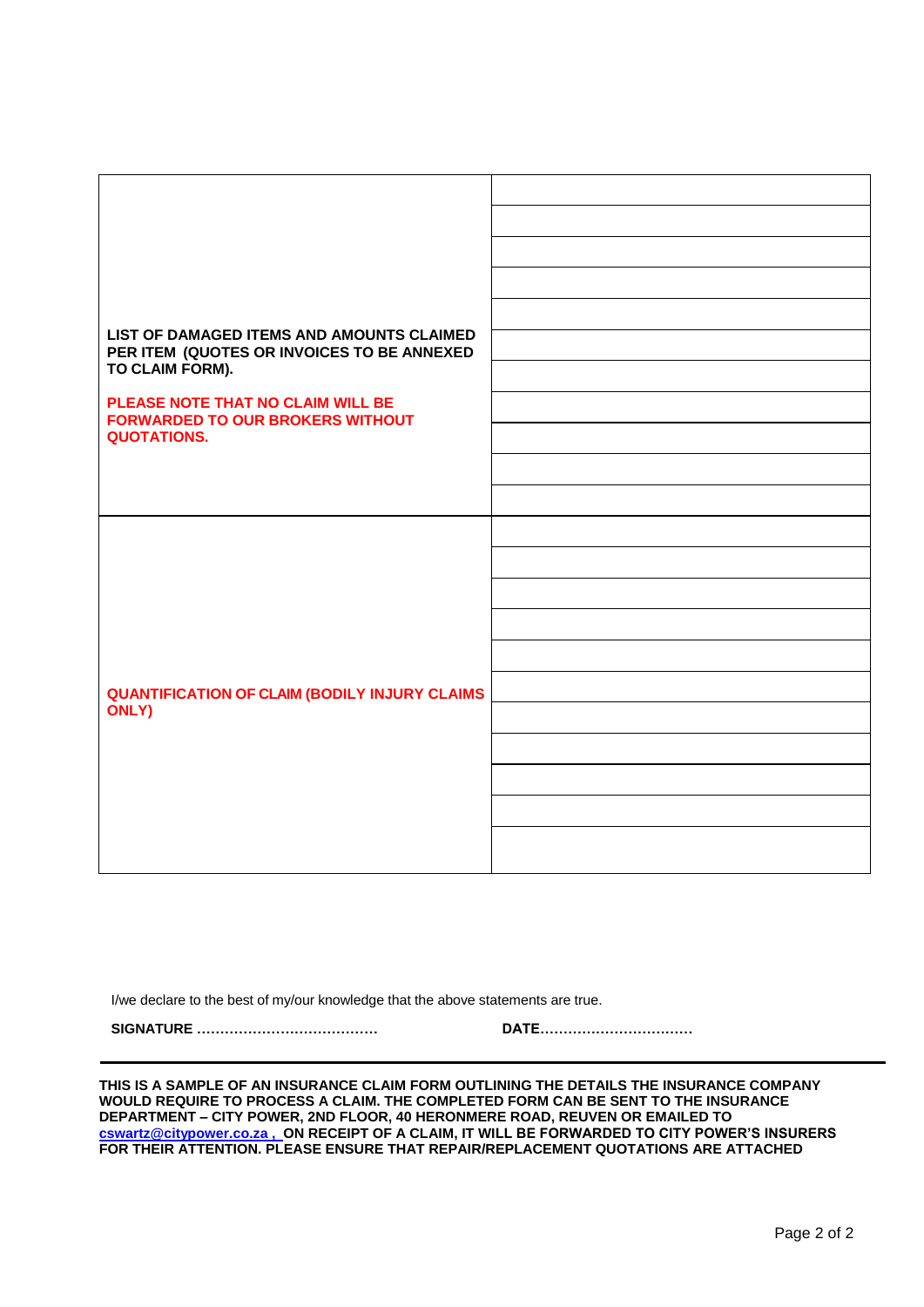| | |
|---|---|
| **LIST OF DAMAGED ITEMS AND AMOUNTS CLAIMED PER ITEM (QUOTES OR INVOICES TO BE ANNEXED TO CLAIM FORM).** **PLEASE NOTE THAT NO CLAIM WILL BE FORWARDED TO OUR BROKERS WITHOUT QUOTATIONS.** | |
| | |
| | |
| | |
| | |
| | |
| | |
| | |
| | |
| | |
| | |
| **QUANTIFICATION OF CLAIM (BODILY INJURY CLAIMS ONLY)** | |
| | |
| | |
| | |
| | |
| | |
| | |
| | |
| | |
| | |
| | |

I/we declare to the best of my/our knowledge that the above statements are true.

**SIGNATURE …………………………………** **DATE……………………………**

---

**THIS IS A SAMPLE OF AN INSURANCE CLAIM FORM OUTLINING THE DETAILS THE INSURANCE COMPANY WOULD REQUIRE TO PROCESS A CLAIM. THE COMPLETED FORM CAN BE SENT TO THE INSURANCE DEPARTMENT – CITY POWER, 2ND FLOOR, 40 HERONMERE ROAD, REUVEN OR EMAILED TO cswartz@citypower.co.za , ON RECEIPT OF A CLAIM, IT WILL BE FORWARDED TO CITY POWER'S INSURERS FOR THEIR ATTENTION. PLEASE ENSURE THAT REPAIR/REPLACEMENT QUOTATIONS ARE ATTACHED**